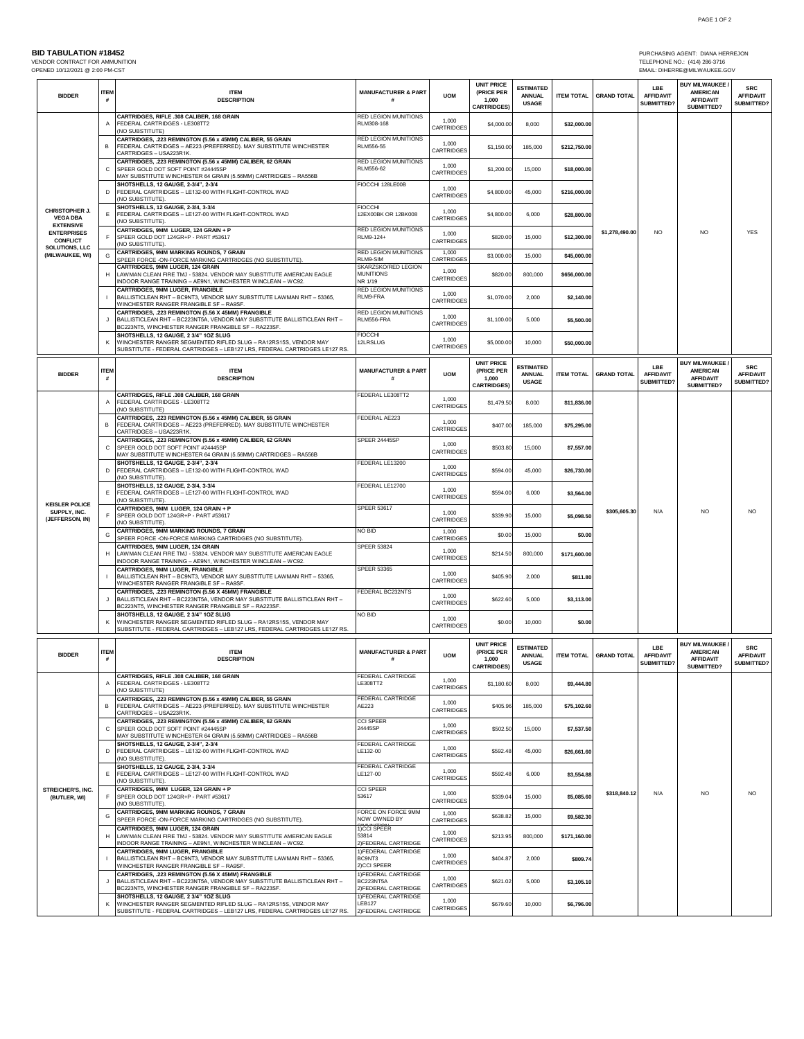**BID TABULATION #18452**
VENDOR CONTRACT FOR AMMUNITION
OPENED 10/12/2021 @ 2:00 PM-CST

PURCHASING AGENT: DIANA HERREJON
TELEPHONE NO.: (414) 286-3716
EMAIL: DIHERRE@MILWAUKEE.GOV

| BIDDER | ITEM # | ITEM DESCRIPTION | MANUFACTURER & PART # | UOM | UNIT PRICE (PRICE PER 1,000 CARTRIDGES) | ESTIMATED ANNUAL USAGE | ITEM TOTAL | GRAND TOTAL | LBE AFFIDAVIT SUBMITTED? | BUY MILWAUKEE / AMERICAN AFFIDAVIT SUBMITTED? | SRC AFFIDAVIT SUBMITTED? |
|---|---|---|---|---|---|---|---|---|---|---|---|
| CHRISTOPHER J. VEGA DBA EXTENSIVE ENTERPRISES CONFLICT SOLUTIONS, LLC (MILWAUKEE, WI) | A | **CARTRIDGES, RIFLE .308 CALIBER, 168 GRAIN** FEDERAL CARTRIDGES - LE308TT2 (NO SUBSTITUTE) | RED LEGION MUNITIONS RLM308-168 | 1,000 CARTRIDGES | $4,000.00 | 8,000 | $32,000.00 | $1,278,490.00 | NO | NO | YES |
| | B | **CARTRIDGES, .223 REMINGTON (5.56 x 45MM) CALIBER, 55 GRAIN** FEDERAL CARTRIDGES – AE223 (PREFERRED). MAY SUBSTITUTE WINCHESTER CARTRIDGES – USA223R1K. | RED LEGION MUNITIONS RLM556-55 | 1,000 CARTRIDGES | $1,150.00 | 185,000 | $212,750.00 | | | | |
| | C | **CARTRIDGES, .223 REMINGTON (5.56 x 45MM) CALIBER, 62 GRAIN** SPEER GOLD DOT SOFT POINT #24445SP MAY SUBSTITUTE WINCHESTER 64 GRAIN (5.56MM) CARTRIDGES – RA556B | RED LEGION MUNITIONS RLM556-62 | 1,000 CARTRIDGES | $1,200.00 | 15,000 | $18,000.00 | | | | |
| | D | **SHOTSHELLS, 12 GAUGE, 2-3/4", 2-3/4** FEDERAL CARTRIDGES – LE132-00 WITH FLIGHT-CONTROL WAD (NO SUBSTITUTE). | FIOCCHI 128LE00B | 1,000 CARTRIDGES | $4,800.00 | 45,000 | $216,000.00 | | | | |
| | E | **SHOTSHELLS, 12 GAUGE, 2-3/4, 3-3/4** FEDERAL CARTRIDGES – LE127-00 WITH FLIGHT-CONTROL WAD (NO SUBSTITUTE). | FIOCCHI 12EX00BK OR 12BK008 | 1,000 CARTRIDGES | $4,800.00 | 6,000 | $28,800.00 | | | | |
| | F | **CARTRIDGES, 9MM LUGER, 124 GRAIN + P** SPEER GOLD DOT 124GR+P - PART #53617 (NO SUBSTITUTE). | RED LEGION MUNITIONS RLM9-124+ | 1,000 CARTRIDGES | $820.00 | 15,000 | $12,300.00 | | | | |
| | G | **CARTRIDGES, 9MM MARKING ROUNDS, 7 GRAIN** SPEER FORCE -ON-FORCE MARKING CARTRIDGES (NO SUBSTITUTE). | RED LEGION MUNITIONS RLM9-SIM | 1,000 CARTRIDGES | $3,000.00 | 15,000 | $45,000.00 | | | | |
| | H | **CARTRIDGES, 9MM LUGER, 124 GRAIN** LAWMAN CLEAN FIRE TMJ - 53824. VENDOR MAY SUBSTITUTE AMERICAN EAGLE INDOOR RANGE TRAINING – AE9N1, WINCHESTER WINCLEAN – WC92. | SKARZSKO/RED LEGION MUNITIONS NR 1/19 | 1,000 CARTRIDGES | $820.00 | 800,000 | $656,000.00 | | | | |
| | I | **CARTRIDGES, 9MM LUGER, FRANGIBLE** BALLISTICLEAN RHT – BC9NT3, VENDOR MAY SUBSTITUTE LAWMAN RHT – 53365, WINCHESTER RANGER FRANGIBLE SF – RA9SF. | RED LEGION MUNITIONS RLM9-FRA | 1,000 CARTRIDGES | $1,070.00 | 2,000 | $2,140.00 | | | | |
| | J | **CARTRIDGES, .223 REMINGTON (5.56 X 45MM) FRANGIBLE** BALLISTICLEAN RHT – BC223NT5A, VENDOR MAY SUBSTITUTE BALLISTICLEAN RHT – BC223NT5, WINCHESTER RANGER FRANGIBLE SF – RA223SF. | RED LEGION MUNITIONS RLM556-FRA | 1,000 CARTRIDGES | $1,100.00 | 5,000 | $5,500.00 | | | | |
| | K | **SHOTSHELLS, 12 GAUGE, 2 3/4" 1OZ SLUG** WINCHESTER RANGER SEGMENTED RIFLED SLUG – RA12RS15S, VENDOR MAY SUBSTITUTE - FEDERAL CARTRIDGES – LEB127 LRS, FEDERAL CARTRIDGES LE127 RS. | FIOCCHI 12LRSLUG | 1,000 CARTRIDGES | $5,000.00 | 10,000 | $50,000.00 | | | | |

| BIDDER | ITEM # | ITEM DESCRIPTION | MANUFACTURER & PART # | UOM | UNIT PRICE (PRICE PER 1,000 CARTRIDGES) | ESTIMATED ANNUAL USAGE | ITEM TOTAL | GRAND TOTAL | LBE AFFIDAVIT SUBMITTED? | BUY MILWAUKEE / AMERICAN AFFIDAVIT SUBMITTED? | SRC AFFIDAVIT SUBMITTED? |
|---|---|---|---|---|---|---|---|---|---|---|---|
| KEISLER POLICE SUPPLY, INC. (JEFFERSON, IN) | A | **CARTRIDGES, RIFLE .308 CALIBER, 168 GRAIN** FEDERAL CARTRIDGES - LE308TT2 (NO SUBSTITUTE) | FEDERAL LE308TT2 | 1,000 CARTRIDGES | $1,479.50 | 8,000 | $11,836.00 | $305,605.30 | N/A | NO | NO |
| | B | **CARTRIDGES, .223 REMINGTON (5.56 x 45MM) CALIBER, 55 GRAIN** FEDERAL CARTRIDGES – AE223 (PREFERRED). MAY SUBSTITUTE WINCHESTER CARTRIDGES – USA223R1K. | FEDERAL AE223 | 1,000 CARTRIDGES | $407.00 | 185,000 | $75,295.00 | | | | |
| | C | **CARTRIDGES, .223 REMINGTON (5.56 x 45MM) CALIBER, 62 GRAIN** SPEER GOLD DOT SOFT POINT #24445SP MAY SUBSTITUTE WINCHESTER 64 GRAIN (5.56MM) CARTRIDGES – RA556B | SPEER 24445SP | 1,000 CARTRIDGES | $503.80 | 15,000 | $7,557.00 | | | | |
| | D | **SHOTSHELLS, 12 GAUGE, 2-3/4", 2-3/4** FEDERAL CARTRIDGES – LE132-00 WITH FLIGHT-CONTROL WAD (NO SUBSTITUTE). | FEDERAL LE13200 | 1,000 CARTRIDGES | $594.00 | 45,000 | $26,730.00 | | | | |
| | E | **SHOTSHELLS, 12 GAUGE, 2-3/4, 3-3/4** FEDERAL CARTRIDGES – LE127-00 WITH FLIGHT-CONTROL WAD (NO SUBSTITUTE). | FEDERAL LE12700 | 1,000 CARTRIDGES | $594.00 | 6,000 | $3,564.00 | | | | |
| | F | **CARTRIDGES, 9MM LUGER, 124 GRAIN + P** SPEER GOLD DOT 124GR+P - PART #53617 (NO SUBSTITUTE). | SPEER 53617 | 1,000 CARTRIDGES | $339.90 | 15,000 | $5,098.50 | | | | |
| | G | **CARTRIDGES, 9MM MARKING ROUNDS, 7 GRAIN** SPEER FORCE -ON-FORCE MARKING CARTRIDGES (NO SUBSTITUTE). | NO BID | 1,000 CARTRIDGES | $0.00 | 15,000 | $0.00 | | | | |
| | H | **CARTRIDGES, 9MM LUGER, 124 GRAIN** LAWMAN CLEAN FIRE TMJ - 53824. VENDOR MAY SUBSTITUTE AMERICAN EAGLE INDOOR RANGE TRAINING – AE9N1, WINCHESTER WINCLEAN – WC92. | SPEER 53824 | 1,000 CARTRIDGES | $214.50 | 800,000 | $171,600.00 | | | | |
| | I | **CARTRIDGES, 9MM LUGER, FRANGIBLE** BALLISTICLEAN RHT – BC9NT3, VENDOR MAY SUBSTITUTE LAWMAN RHT – 53365, WINCHESTER RANGER FRANGIBLE SF – RA9SF. | SPEER 53365 | 1,000 CARTRIDGES | $405.90 | 2,000 | $811.80 | | | | |
| | J | **CARTRIDGES, .223 REMINGTON (5.56 X 45MM) FRANGIBLE** BALLISTICLEAN RHT – BC223NT5A, VENDOR MAY SUBSTITUTE BALLISTICLEAN RHT – BC223NT5, WINCHESTER RANGER FRANGIBLE SF – RA223SF. | FEDERAL BC232NTS | 1,000 CARTRIDGES | $622.60 | 5,000 | $3,113.00 | | | | |
| | K | **SHOTSHELLS, 12 GAUGE, 2 3/4" 1OZ SLUG** WINCHESTER RANGER SEGMENTED RIFLED SLUG – RA12RS15S, VENDOR MAY SUBSTITUTE - FEDERAL CARTRIDGES – LEB127 LRS, FEDERAL CARTRIDGES LE127 RS. | NO BID | 1,000 CARTRIDGES | $0.00 | 10,000 | $0.00 | | | | |

| BIDDER | ITEM # | ITEM DESCRIPTION | MANUFACTURER & PART # | UOM | UNIT PRICE (PRICE PER 1,000 CARTRIDGES) | ESTIMATED ANNUAL USAGE | ITEM TOTAL | GRAND TOTAL | LBE AFFIDAVIT SUBMITTED? | BUY MILWAUKEE / AMERICAN AFFIDAVIT SUBMITTED? | SRC AFFIDAVIT SUBMITTED? |
|---|---|---|---|---|---|---|---|---|---|---|---|
| STREICHER'S, INC. (BUTLER, WI) | A | **CARTRIDGES, RIFLE .308 CALIBER, 168 GRAIN** FEDERAL CARTRIDGES - LE308TT2 (NO SUBSTITUTE) | FEDERAL CARTRIDGE LE308TT2 | 1,000 CARTRIDGES | $1,180.60 | 8,000 | $9,444.80 | $318,840.12 | N/A | NO | NO |
| | B | **CARTRIDGES, .223 REMINGTON (5.56 x 45MM) CALIBER, 55 GRAIN** FEDERAL CARTRIDGES – AE223 (PREFERRED). MAY SUBSTITUTE WINCHESTER CARTRIDGES – USA223R1K. | FEDERAL CARTRIDGE AE223 | 1,000 CARTRIDGES | $405.96 | 185,000 | $75,102.60 | | | | |
| | C | **CARTRIDGES, .223 REMINGTON (5.56 x 45MM) CALIBER, 62 GRAIN** SPEER GOLD DOT SOFT POINT #24445SP MAY SUBSTITUTE WINCHESTER 64 GRAIN (5.56MM) CARTRIDGES – RA556B | CCI SPEER 24445SP | 1,000 CARTRIDGES | $502.50 | 15,000 | $7,537.50 | | | | |
| | D | **SHOTSHELLS, 12 GAUGE, 2-3/4", 2-3/4** FEDERAL CARTRIDGES – LE132-00 WITH FLIGHT-CONTROL WAD (NO SUBSTITUTE). | FEDERAL CARTRIDGE LE132-00 | 1,000 CARTRIDGES | $592.48 | 45,000 | $26,661.60 | | | | |
| | E | **SHOTSHELLS, 12 GAUGE, 2-3/4, 3-3/4** FEDERAL CARTRIDGES – LE127-00 WITH FLIGHT-CONTROL WAD (NO SUBSTITUTE). | FEDERAL CARTRIDGE LE127-00 | 1,000 CARTRIDGES | $592.48 | 6,000 | $3,554.88 | | | | |
| | F | **CARTRIDGES, 9MM LUGER, 124 GRAIN + P** SPEER GOLD DOT 124GR+P - PART #53617 (NO SUBSTITUTE). | CCI SPEER 53617 | 1,000 CARTRIDGES | $339.04 | 15,000 | $5,085.60 | | | | |
| | G | **CARTRIDGES, 9MM MARKING ROUNDS, 7 GRAIN** SPEER FORCE -ON-FORCE MARKING CARTRIDGES (NO SUBSTITUTE). | FORCE ON FORCE 9MM NOW OWNED BY | 1,000 CARTRIDGES | $638.82 | 15,000 | $9,582.30 | | | | |
| | H | **CARTRIDGES, 9MM LUGER, 124 GRAIN** LAWMAN CLEAN FIRE TMJ - 53824. VENDOR MAY SUBSTITUTE AMERICAN EAGLE INDOOR RANGE TRAINING – AE9N1, WINCHESTER WINCLEAN – WC92. | 1)CCI SPEER 53814 2)FEDERAL CARTRIDGE | 1,000 CARTRIDGES | $213.95 | 800,000 | $171,160.00 | | | | |
| | I | **CARTRIDGES, 9MM LUGER, FRANGIBLE** BALLISTICLEAN RHT – BC9NT3, VENDOR MAY SUBSTITUTE LAWMAN RHT – 53365, WINCHESTER RANGER FRANGIBLE SF – RA9SF. | 1)FEDERAL CARTRIDGE BC9NT3 2)CCI SPEER | 1,000 CARTRIDGES | $404.87 | 2,000 | $809.74 | | | | |
| | J | **CARTRIDGES, .223 REMINGTON (5.56 X 45MM) FRANGIBLE** BALLISTICLEAN RHT – BC223NT5A, VENDOR MAY SUBSTITUTE BALLISTICLEAN RHT – BC223NT5, WINCHESTER RANGER FRANGIBLE SF – RA223SF. | 1)FEDERAL CARTRIDGE BC223NT5A 2)FEDERAL CARTRIDGE | 1,000 CARTRIDGES | $621.02 | 5,000 | $3,105.10 | | | | |
| | K | **SHOTSHELLS, 12 GAUGE, 2 3/4" 1OZ SLUG** WINCHESTER RANGER SEGMENTED RIFLED SLUG – RA12RS15S, VENDOR MAY SUBSTITUTE - FEDERAL CARTRIDGES – LEB127 LRS, FEDERAL CARTRIDGES LE127 RS. | 1)FEDERAL CARTRIDGE LEB127 2)FEDERAL CARTRIDGE | 1,000 CARTRIDGES | $679.60 | 10,000 | $6,796.00 | | | | |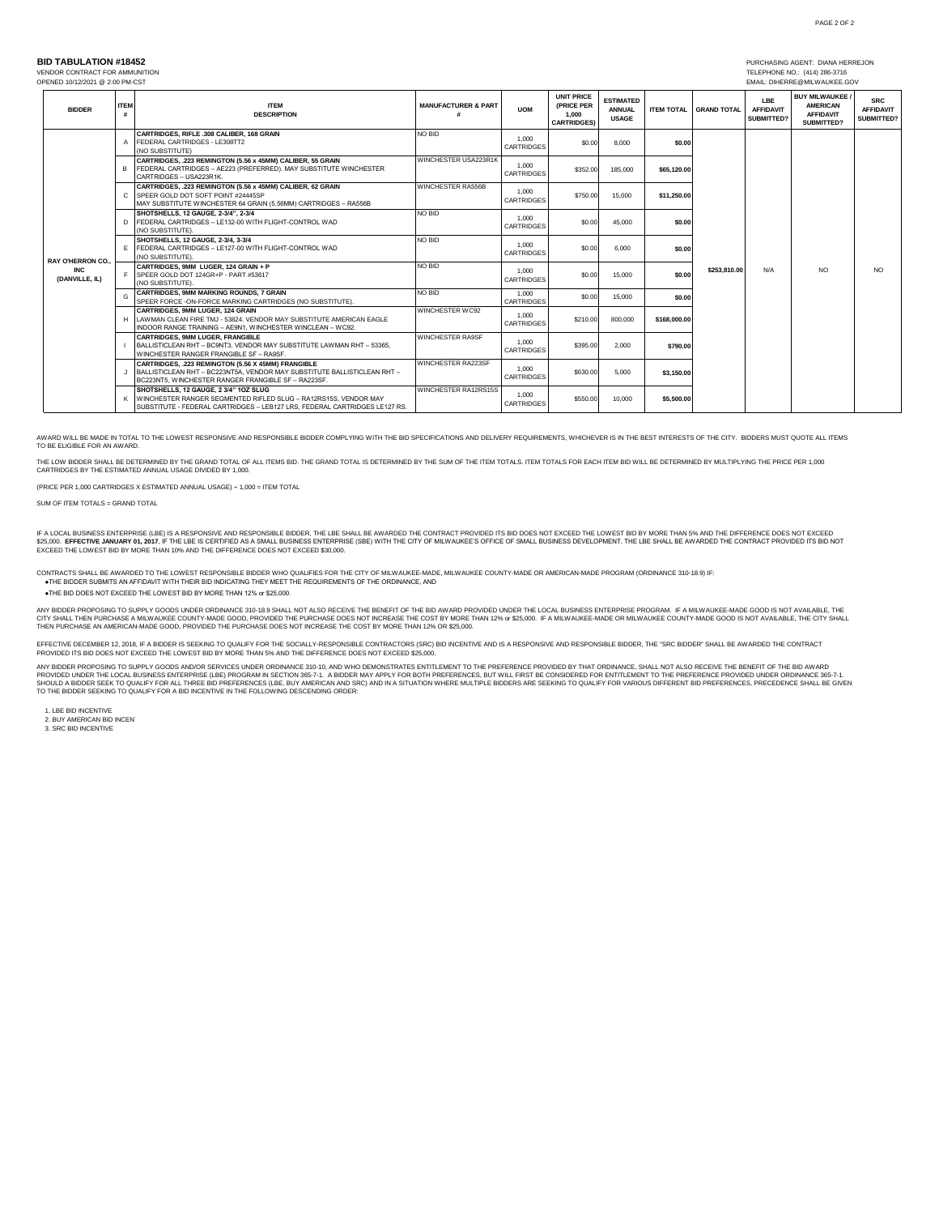**BID TABULATION #18452**

VENDOR CONTRACT FOR AMMUNITION

OPENED 10/12/2021 @ 2:00 PM-CST

PURCHASING AGENT: DIANA HERREJON

TELEPHONE NO.: (414) 286-3716

EMAIL: DIHERRE@MILWAUKEE.GOV

| BIDDER | ITEM # | ITEM DESCRIPTION | MANUFACTURER & PART # | UOM | UNIT PRICE (PRICE PER 1,000 CARTRIDGES) | ESTIMATED ANNUAL USAGE | ITEM TOTAL | GRAND TOTAL | LBE AFFIDAVIT SUBMITTED? | BUY MILWAUKEE / AMERICAN AFFIDAVIT SUBMITTED? | SRC AFFIDAVIT SUBMITTED? |
|---|---|---|---|---|---|---|---|---|---|---|---|
| RAY O'HERRON CO., INC (DANVILLE, IL) | A | **CARTRIDGES, RIFLE .308 CALIBER, 168 GRAIN** FEDERAL CARTRIDGES - LE308TT2 (NO SUBSTITUTE) | NO BID | 1,000 CARTRIDGES | $0.00 | 8,000 | $0.00 | $253,810.00 | N/A | NO | NO |
| | B | **CARTRIDGES, .223 REMINGTON (5.56 x 45MM) CALIBER, 55 GRAIN** FEDERAL CARTRIDGES – AE223 (PREFERRED). MAY SUBSTITUTE WINCHESTER CARTRIDGES – USA223R1K. | WINCHESTER USA223R1K | 1,000 CARTRIDGES | $352.00 | 185,000 | $65,120.00 | | | | |
| | C | **CARTRIDGES, .223 REMINGTON (5.56 x 45MM) CALIBER, 62 GRAIN** SPEER GOLD DOT SOFT POINT #24445SP MAY SUBSTITUTE WINCHESTER 64 GRAIN (5.56MM) CARTRIDGES – RA556B | WINCHESTER RA556B | 1,000 CARTRIDGES | $750.00 | 15,000 | $11,250.00 | | | | |
| | D | **SHOTSHELLS, 12 GAUGE, 2-3/4", 2-3/4** FEDERAL CARTRIDGES – LE132-00 WITH FLIGHT-CONTROL WAD (NO SUBSTITUTE). | NO BID | 1,000 CARTRIDGES | $0.00 | 45,000 | $0.00 | | | | |
| | E | **SHOTSHELLS, 12 GAUGE, 2-3/4, 3-3/4** FEDERAL CARTRIDGES – LE127-00 WITH FLIGHT-CONTROL WAD (NO SUBSTITUTE). | NO BID | 1,000 CARTRIDGES | $0.00 | 6,000 | $0.00 | | | | |
| | F | **CARTRIDGES, 9MM LUGER, 124 GRAIN + P** SPEER GOLD DOT 124GR+P - PART #53617 (NO SUBSTITUTE). | NO BID | 1,000 CARTRIDGES | $0.00 | 15,000 | $0.00 | | | | |
| | G | **CARTRIDGES, 9MM MARKING ROUNDS, 7 GRAIN** SPEER FORCE -ON-FORCE MARKING CARTRIDGES (NO SUBSTITUTE). | NO BID | 1,000 CARTRIDGES | $0.00 | 15,000 | $0.00 | | | | |
| | H | **CARTRIDGES, 9MM LUGER, 124 GRAIN** LAWMAN CLEAN FIRE TMJ - 53824. VENDOR MAY SUBSTITUTE AMERICAN EAGLE INDOOR RANGE TRAINING – AE9N1, WINCHESTER WINCLEAN – WC92. | WINCHESTER WC92 | 1,000 CARTRIDGES | $210.00 | 800,000 | $168,000.00 | | | | |
| | I | **CARTRIDGES, 9MM LUGER, FRANGIBLE** BALLISTICLEAN RHT – BC9NT3, VENDOR MAY SUBSTITUTE LAWMAN RHT – 53365, WINCHESTER RANGER FRANGIBLE SF – RA9SF. | WINCHESTER RA9SF | 1,000 CARTRIDGES | $395.00 | 2,000 | $790.00 | | | | |
| | J | **CARTRIDGES, .223 REMINGTON (5.56 X 45MM) FRANGIBLE** BALLISTICLEAN RHT – BC223NT5A, VENDOR MAY SUBSTITUTE BALLISTICLEAN RHT – BC223NT5, WINCHESTER RANGER FRANGIBLE SF – RA223SF. | WINCHESTER RA223SF | 1,000 CARTRIDGES | $630.00 | 5,000 | $3,150.00 | | | | |
| | K | **SHOTSHELLS, 12 GAUGE, 2 3/4" 1OZ SLUG** WINCHESTER RANGER SEGMENTED RIFLED SLUG – RA12RS15S, VENDOR MAY SUBSTITUTE - FEDERAL CARTRIDGES – LEB127 LRS, FEDERAL CARTRIDGES LE127 RS. | WINCHESTER RA12RS15S | 1,000 CARTRIDGES | $550.00 | 10,000 | $5,500.00 | | | | |

AWARD WILL BE MADE IN TOTAL TO THE LOWEST RESPONSIVE AND RESPONSIBLE BIDDER COMPLYING WITH THE BID SPECIFICATIONS AND DELIVERY REQUIREMENTS, WHICHEVER IS IN THE BEST INTERESTS OF THE CITY. BIDDERS MUST QUOTE ALL ITEMS TO BE ELIGIBLE FOR AN AWARD.

THE LOW BIDDER SHALL BE DETERMINED BY THE GRAND TOTAL OF ALL ITEMS BID. THE GRAND TOTAL IS DETERMINED BY THE SUM OF THE ITEM TOTALS. ITEM TOTALS FOR EACH ITEM BID WILL BE DETERMINED BY MULTIPLYING THE PRICE PER 1,000 CARTRIDGES BY THE ESTIMATED ANNUAL USAGE DIVIDED BY 1,000.

(PRICE PER 1,000 CARTRIDGES X ESTIMATED ANNUAL USAGE) ÷ 1,000 = ITEM TOTAL

SUM OF ITEM TOTALS = GRAND TOTAL

IF A LOCAL BUSINESS ENTERPRISE (LBE) IS A RESPONSIVE AND RESPONSIBLE BIDDER, THE LBE SHALL BE AWARDED THE CONTRACT PROVIDED ITS BID DOES NOT EXCEED THE LOWEST BID BY MORE THAN 5% AND THE DIFFERENCE DOES NOT EXCEED $25,000. **EFFECTIVE JANUARY 01, 2017**, IF THE LBE IS CERTIFIED AS A SMALL BUSINESS ENTERPRISE (SBE) WITH THE CITY OF MILWAUKEE'S OFFICE OF SMALL BUSINESS DEVELOPMENT, THE LBE SHALL BE AWARDED THE CONTRACT PROVIDED ITS BID NOT EXCEED THE LOWEST BID BY MORE THAN 10% AND THE DIFFERENCE DOES NOT EXCEED $30,000.

CONTRACTS SHALL BE AWARDED TO THE LOWEST RESPONSIBLE BIDDER WHO QUALIFIES FOR THE CITY OF MILWAUKEE-MADE, MILWAUKEE COUNTY-MADE OR AMERICAN-MADE PROGRAM (ORDINANCE 310-18.9) IF:

- THE BIDDER SUBMITS AN AFFIDAVIT WITH THEIR BID INDICATING THEY MEET THE REQUIREMENTS OF THE ORDINANCE, AND
- THE BID DOES NOT EXCEED THE LOWEST BID BY MORE THAN 12% or $25,000.

ANY BIDDER PROPOSING TO SUPPLY GOODS UNDER ORDINANCE 310-18.9 SHALL NOT ALSO RECEIVE THE BENEFIT OF THE BID AWARD PROVIDED UNDER THE LOCAL BUSINESS ENTERPRISE PROGRAM. IF A MILWAUKEE-MADE GOOD IS NOT AVAILABLE, THE CITY SHALL THEN PURCHASE A MILWAUKEE COUNTY-MADE GOOD, PROVIDED THE PURCHASE DOES NOT INCREASE THE COST BY MORE THAN 12% or $25,000. IF A MILWAUKEE-MADE OR MILWAUKEE COUNTY-MADE GOOD IS NOT AVAILABLE, THE CITY SHALL THEN PURCHASE AN AMERICAN-MADE GOOD, PROVIDED THE PURCHASE DOES NOT INCREASE THE COST BY MORE THAN 12% OR $25,000.

EFFECTIVE DECEMBER 12, 2018, IF A BIDDER IS SEEKING TO QUALIFY FOR THE SOCIALLY-RESPONSIBLE CONTRACTORS (SRC) BID INCENTIVE AND IS A RESPONSIVE AND RESPONSIBLE BIDDER, THE "SRC BIDDER" SHALL BE AWARDED THE CONTRACT PROVIDED ITS BID DOES NOT EXCEED THE LOWEST BID BY MORE THAN 5% AND THE DIFFERENCE DOES NOT EXCEED $25,000.

ANY BIDDER PROPOSING TO SUPPLY GOODS AND/OR SERVICES UNDER ORDINANCE 310-10, AND WHO DEMONSTRATES ENTITLEMENT TO THE PREFERENCE PROVIDED BY THAT ORDINANCE, SHALL NOT ALSO RECEIVE THE BENEFIT OF THE BID AWARD PROVIDED UNDER THE LOCAL BUSINESS ENTERPRISE (LBE) PROGRAM IN SECTION 365-7-1. A BIDDER MAY APPLY FOR BOTH PREFERENCES, BUT WILL FIRST BE CONSIDERED FOR ENTITLEMENT TO THE PREFERENCE PROVIDED UNDER ORDINANCE 365-7-1. SHOULD A BIDDER SEEK TO QUALIFY FOR ALL THREE BID PREFERENCES (LBE, BUY AMERICAN AND SRC) AND IN A SITUATION WHERE MULTIPLE BIDDERS ARE SEEKING TO QUALIFY FOR VARIOUS DIFFERENT BID PREFERENCES, PRECEDENCE SHALL BE GIVEN TO THE BIDDER SEEKING TO QUALIFY FOR A BID INCENTIVE IN THE FOLLOWING DESCENDING ORDER:

1. LBE BID INCENTIVE
2. BUY AMERICAN BID INCEN
3. SRC BID INCENTIVE